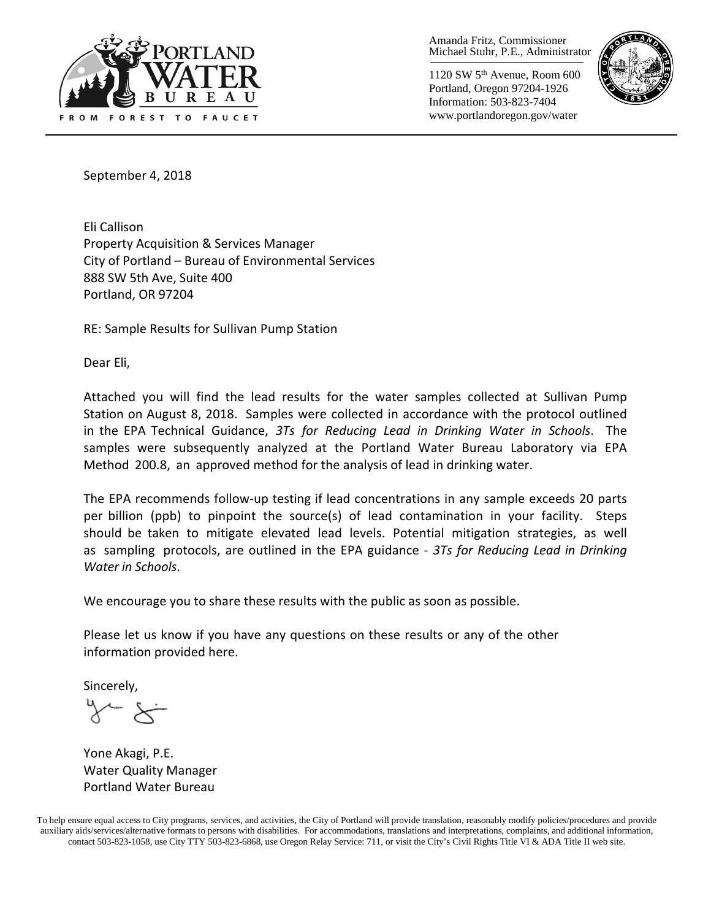PORTLAND WATER BUREAU

FROM FOREST TO FAUCET

Amanda Fritz, Commissioner
Michael Stuhr, P.E., Administrator

1120 SW 5th Avenue, Room 600
Portland, Oregon 97204-1926
Information: 503-823-7404
www.portlandoregon.gov/water

September 4, 2018

Eli Callison
Property Acquisition & Services Manager
City of Portland – Bureau of Environmental Services
888 SW 5th Ave, Suite 400
Portland, OR 97204

RE: Sample Results for Sullivan Pump Station

Dear Eli,

Attached you will find the lead results for the water samples collected at Sullivan Pump Station on August 8, 2018. Samples were collected in accordance with the protocol outlined in the EPA Technical Guidance, *3Ts for Reducing Lead in Drinking Water in Schools*. The samples were subsequently analyzed at the Portland Water Bureau Laboratory via EPA Method 200.8, an approved method for the analysis of lead in drinking water.

The EPA recommends follow-up testing if lead concentrations in any sample exceeds 20 parts per billion (ppb) to pinpoint the source(s) of lead contamination in your facility. Steps should be taken to mitigate elevated lead levels. Potential mitigation strategies, as well as sampling protocols, are outlined in the EPA guidance - *3Ts for Reducing Lead in Drinking Water in Schools*.

We encourage you to share these results with the public as soon as possible.

Please let us know if you have any questions on these results or any of the other information provided here.

Sincerely,

Yone Akagi, P.E.
Water Quality Manager
Portland Water Bureau

To help ensure equal access to City programs, services, and activities, the City of Portland will provide translation, reasonably modify policies/procedures and provide auxiliary aids/services/alternative formats to persons with disabilities. For accommodations, translations and interpretations, complaints, and additional information, contact 503-823-1058, use City TTY 503-823-6868, use Oregon Relay Service: 711, or visit the City's Civil Rights Title VI & ADA Title II web site.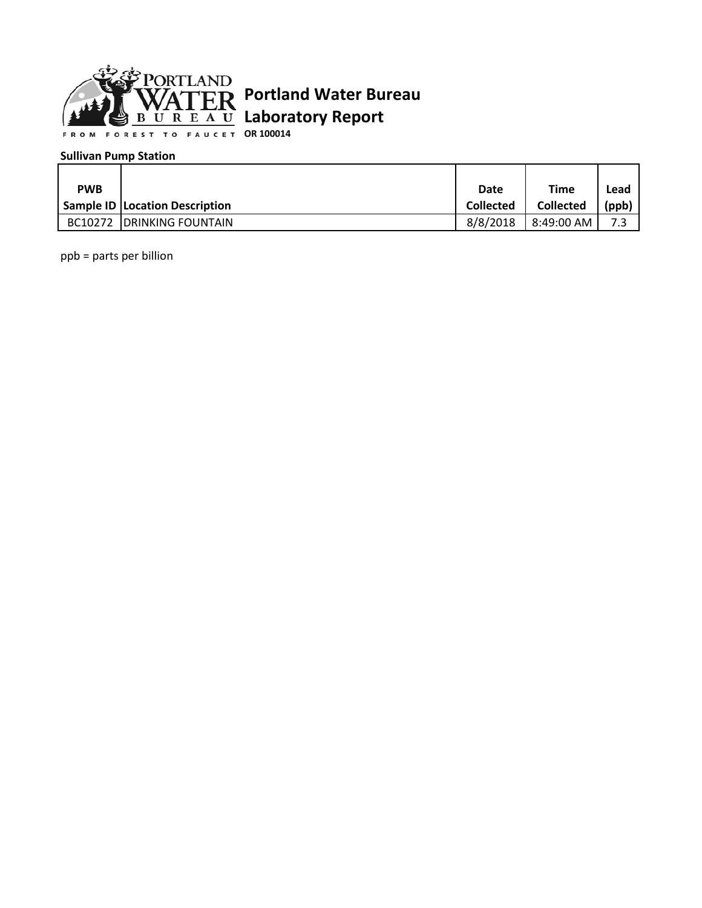# Portland Water Bureau

## Laboratory Report

**OR 100014**

**Sullivan Pump Station**

| PWB Sample ID | Location Description | Date Collected | Time Collected | Lead (ppb) |
|---|---|---|---|---|
| BC10272 | DRINKING FOUNTAIN | 8/8/2018 | 8:49:00 AM | 7.3 |

ppb = parts per billion